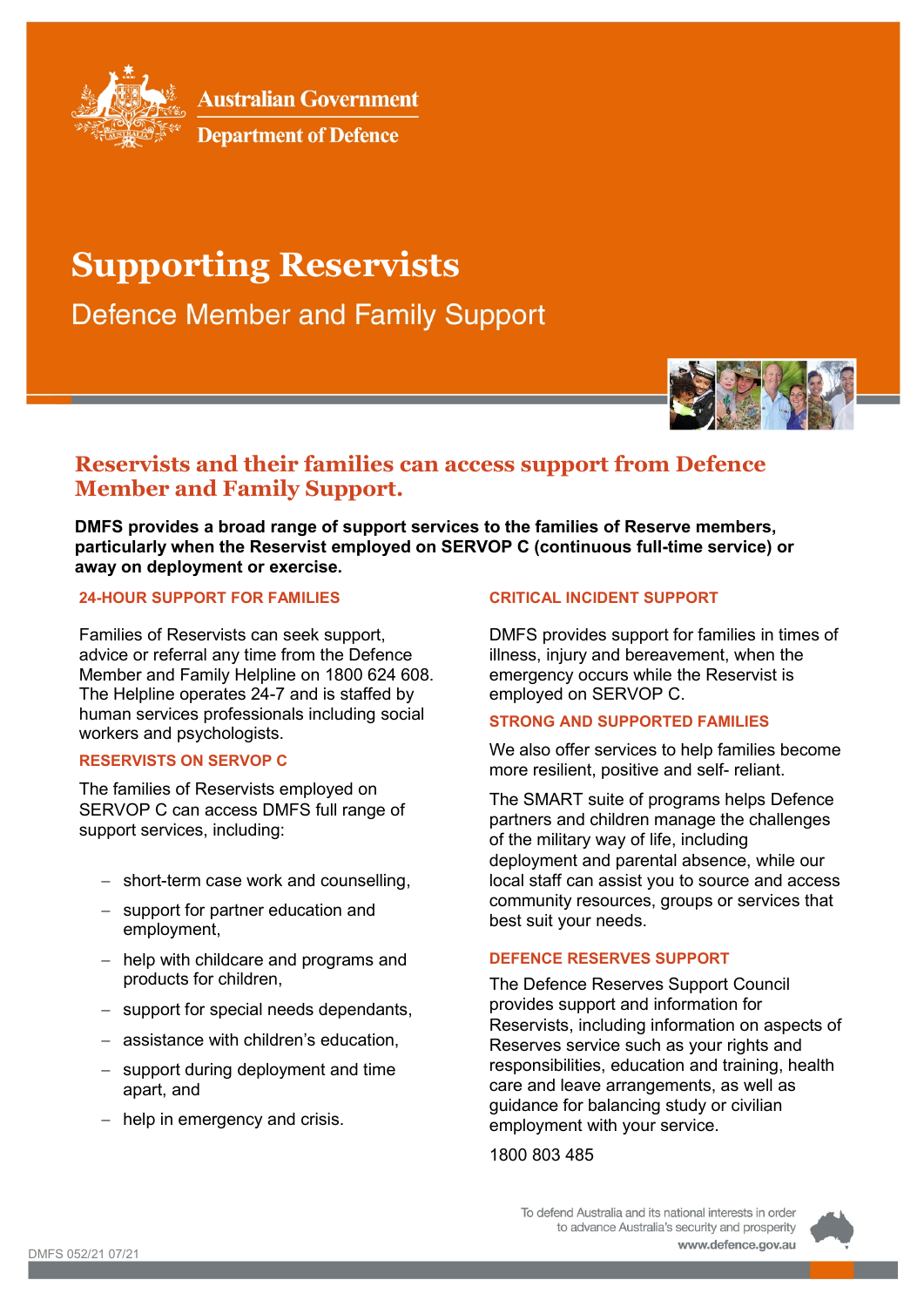Australian Government

Department of Defence

# Supporting Reservists

Defence Member and Family Support

## Reservists and their families can access support from Defence Member and Family Support.

**DMFS provides a broad range of support services to the families of Reserve members, particularly when the Reservist employed on SERVOP C (continuous full-time service) or away on deployment or exercise.**

### 24-HOUR SUPPORT FOR FAMILIES

Families of Reservists can seek support, advice or referral any time from the Defence Member and Family Helpline on 1800 624 608. The Helpline operates 24-7 and is staffed by human services professionals including social workers and psychologists.

### RESERVISTS ON SERVOP C

The families of Reservists employed on SERVOP C can access DMFS full range of support services, including:

- short-term case work and counselling,
- support for partner education and employment,
- help with childcare and programs and products for children,
- support for special needs dependants,
- assistance with children's education,
- support during deployment and time apart, and
- help in emergency and crisis.

### CRITICAL INCIDENT SUPPORT

DMFS provides support for families in times of illness, injury and bereavement, when the emergency occurs while the Reservist is employed on SERVOP C.

### STRONG AND SUPPORTED FAMILIES

We also offer services to help families become more resilient, positive and self- reliant.

The SMART suite of programs helps Defence partners and children manage the challenges of the military way of life, including deployment and parental absence, while our local staff can assist you to source and access community resources, groups or services that best suit your needs.

### DEFENCE RESERVES SUPPORT

The Defence Reserves Support Council provides support and information for Reservists, including information on aspects of Reserves service such as your rights and responsibilities, education and training, health care and leave arrangements, as well as guidance for balancing study or civilian employment with your service.

1800 803 485

To defend Australia and its national interests in order to advance Australia's security and prosperity

www.defence.gov.au

DMFS 052/21 07/21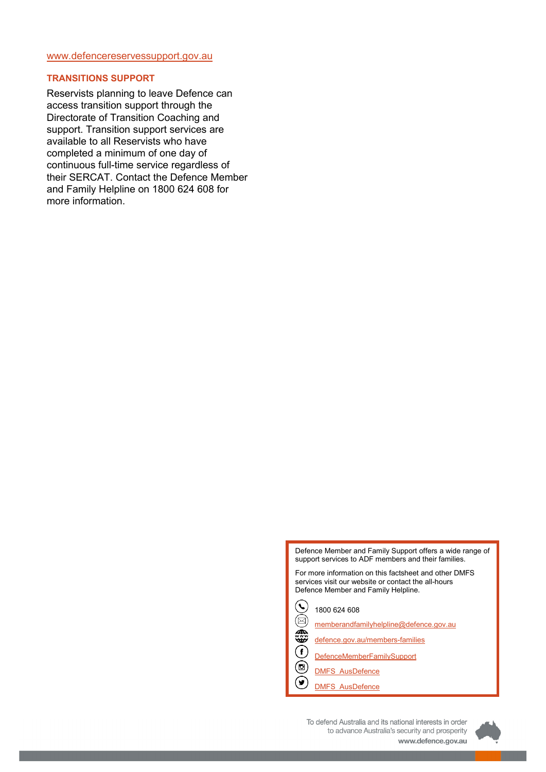www.defencereservessupport.gov.au

## TRANSITIONS SUPPORT

Reservists planning to leave Defence can access transition support through the Directorate of Transition Coaching and support. Transition support services are available to all Reservists who have completed a minimum of one day of continuous full-time service regardless of their SERCAT. Contact the Defence Member and Family Helpline on 1800 624 608 for more information.

Defence Member and Family Support offers a wide range of support services to ADF members and their families.

For more information on this factsheet and other DMFS services visit our website or contact the all-hours Defence Member and Family Helpline.

1800 624 608

memberandfamilyhelpline@defence.gov.au

defence.gov.au/members-families

DefenceMemberFamilySupport

DMFS_AusDefence

DMFS_AusDefence

To defend Australia and its national interests in order to advance Australia's security and prosperity

www.defence.gov.au